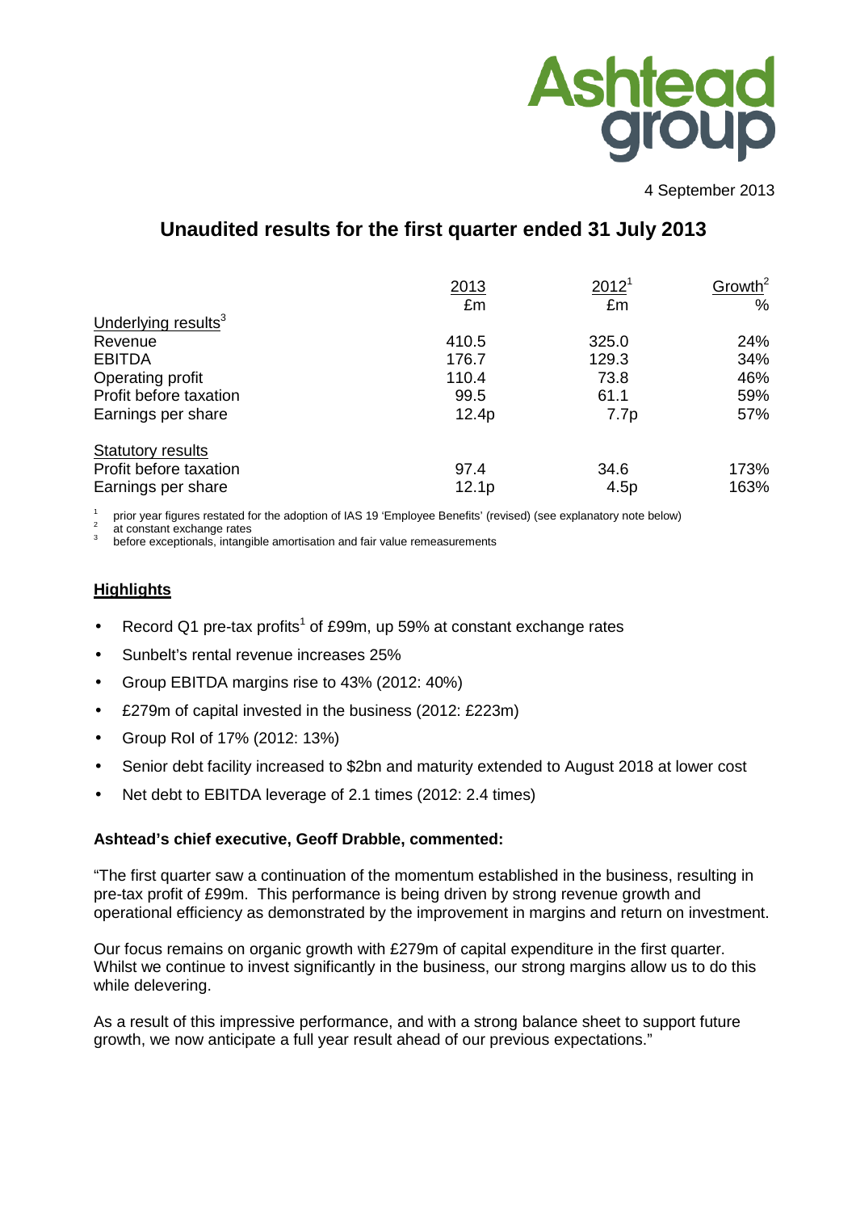Ashtead group

4 September 2013

# Unaudited results for the first quarter ended 31 July 2013

| | 2013 | 2012[1] | Growth[2] |
|---|---|---|---|
| | £m | £m | % |
| Underlying results[3] | | | |
| Revenue | 410.5 | 325.0 | 24% |
| EBITDA | 176.7 | 129.3 | 34% |
| Operating profit | 110.4 | 73.8 | 46% |
| Profit before taxation | 99.5 | 61.1 | 59% |
| Earnings per share | 12.4p | 7.7p | 57% |
| | | | |
| Statutory results | | | |
| Profit before taxation | 97.4 | 34.6 | 173% |
| Earnings per share | 12.1p | 4.5p | 163% |

[1] prior year figures restated for the adoption of IAS 19 'Employee Benefits' (revised) (see explanatory note below)
[2] at constant exchange rates
[3] before exceptionals, intangible amortisation and fair value remeasurements

## Highlights

- Record Q1 pre-tax profits[1] of £99m, up 59% at constant exchange rates
- Sunbelt's rental revenue increases 25%
- Group EBITDA margins rise to 43% (2012: 40%)
- £279m of capital invested in the business (2012: £223m)
- Group RoI of 17% (2012: 13%)
- Senior debt facility increased to $2bn and maturity extended to August 2018 at lower cost
- Net debt to EBITDA leverage of 2.1 times (2012: 2.4 times)

**Ashtead's chief executive, Geoff Drabble, commented:**

"The first quarter saw a continuation of the momentum established in the business, resulting in pre-tax profit of £99m. This performance is being driven by strong revenue growth and operational efficiency as demonstrated by the improvement in margins and return on investment.

Our focus remains on organic growth with £279m of capital expenditure in the first quarter. Whilst we continue to invest significantly in the business, our strong margins allow us to do this while delevering.

As a result of this impressive performance, and with a strong balance sheet to support future growth, we now anticipate a full year result ahead of our previous expectations."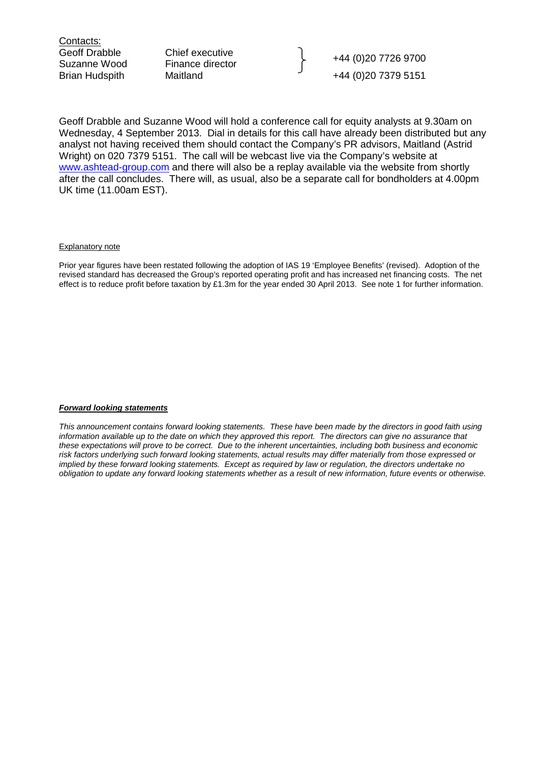Contacts:

| | | |
|---|---|---|
| Geoff Drabble | Chief executive | +44 (0)20 7726 9700 |
| Suzanne Wood | Finance director | |
| Brian Hudspith | Maitland | +44 (0)20 7379 5151 |

Geoff Drabble and Suzanne Wood will hold a conference call for equity analysts at 9.30am on Wednesday, 4 September 2013. Dial in details for this call have already been distributed but any analyst not having received them should contact the Company's PR advisors, Maitland (Astrid Wright) on 020 7379 5151. The call will be webcast live via the Company's website at www.ashtead-group.com and there will also be a replay available via the website from shortly after the call concludes. There will, as usual, also be a separate call for bondholders at 4.00pm UK time (11.00am EST).

Explanatory note

Prior year figures have been restated following the adoption of IAS 19 'Employee Benefits' (revised). Adoption of the revised standard has decreased the Group's reported operating profit and has increased net financing costs. The net effect is to reduce profit before taxation by £1.3m for the year ended 30 April 2013. See note 1 for further information.

***Forward looking statements***

*This announcement contains forward looking statements. These have been made by the directors in good faith using information available up to the date on which they approved this report. The directors can give no assurance that these expectations will prove to be correct. Due to the inherent uncertainties, including both business and economic risk factors underlying such forward looking statements, actual results may differ materially from those expressed or implied by these forward looking statements. Except as required by law or regulation, the directors undertake no obligation to update any forward looking statements whether as a result of new information, future events or otherwise.*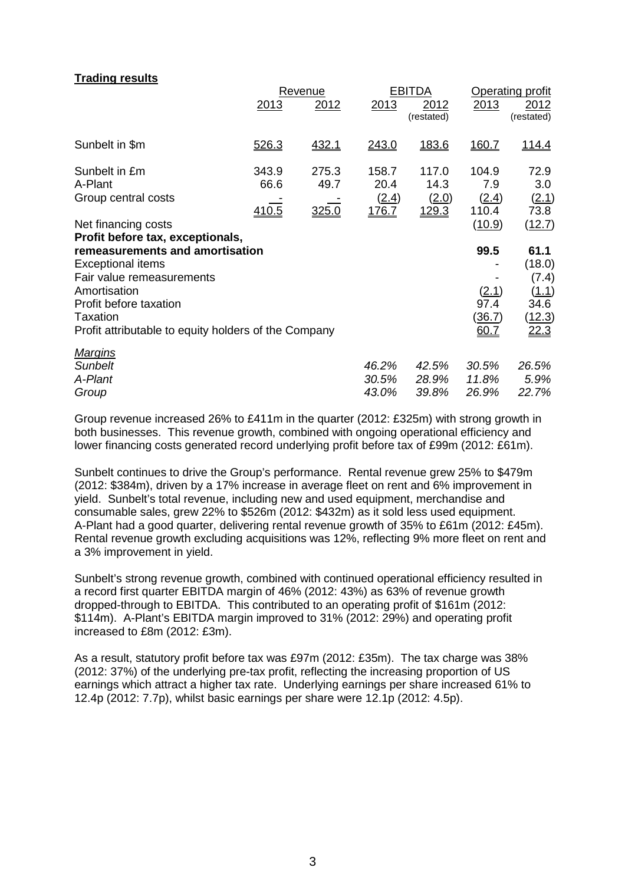**Trading results**

| | Revenue | | EBITDA | | Operating profit | |
|---|---|---|---|---|---|---|
| | 2013 | 2012 | 2013 | 2012 (restated) | 2013 | 2012 (restated) |
| Sunbelt in $m | 526.3 | 432.1 | 243.0 | 183.6 | 160.7 | 114.4 |
| Sunbelt in £m | 343.9 | 275.3 | 158.7 | 117.0 | 104.9 | 72.9 |
| A-Plant | 66.6 | 49.7 | 20.4 | 14.3 | 7.9 | 3.0 |
| Group central costs | - | - | (2.4) | (2.0) | (2.4) | (2.1) |
| | 410.5 | 325.0 | 176.7 | 129.3 | 110.4 | 73.8 |
| Net financing costs | | | | | (10.9) | (12.7) |
| **Profit before tax, exceptionals, remeasurements and amortisation** | | | | | **99.5** | **61.1** |
| Exceptional items | | | | | - | (18.0) |
| Fair value remeasurements | | | | | - | (7.4) |
| Amortisation | | | | | (2.1) | (1.1) |
| Profit before taxation | | | | | 97.4 | 34.6 |
| Taxation | | | | | (36.7) | (12.3) |
| Profit attributable to equity holders of the Company | | | | | 60.7 | 22.3 |
| *Margins* | | | | | | |
| *Sunbelt* | | | *46.2%* | *42.5%* | *30.5%* | *26.5%* |
| *A-Plant* | | | *30.5%* | *28.9%* | *11.8%* | *5.9%* |
| *Group* | | | *43.0%* | *39.8%* | *26.9%* | *22.7%* |

Group revenue increased 26% to £411m in the quarter (2012: £325m) with strong growth in both businesses. This revenue growth, combined with ongoing operational efficiency and lower financing costs generated record underlying profit before tax of £99m (2012: £61m).

Sunbelt continues to drive the Group's performance. Rental revenue grew 25% to $479m (2012: $384m), driven by a 17% increase in average fleet on rent and 6% improvement in yield. Sunbelt's total revenue, including new and used equipment, merchandise and consumable sales, grew 22% to $526m (2012: $432m) as it sold less used equipment. A-Plant had a good quarter, delivering rental revenue growth of 35% to £61m (2012: £45m). Rental revenue growth excluding acquisitions was 12%, reflecting 9% more fleet on rent and a 3% improvement in yield.

Sunbelt's strong revenue growth, combined with continued operational efficiency resulted in a record first quarter EBITDA margin of 46% (2012: 43%) as 63% of revenue growth dropped-through to EBITDA. This contributed to an operating profit of $161m (2012: $114m). A-Plant's EBITDA margin improved to 31% (2012: 29%) and operating profit increased to £8m (2012: £3m).

As a result, statutory profit before tax was £97m (2012: £35m). The tax charge was 38% (2012: 37%) of the underlying pre-tax profit, reflecting the increasing proportion of US earnings which attract a higher tax rate. Underlying earnings per share increased 61% to 12.4p (2012: 7.7p), whilst basic earnings per share were 12.1p (2012: 4.5p).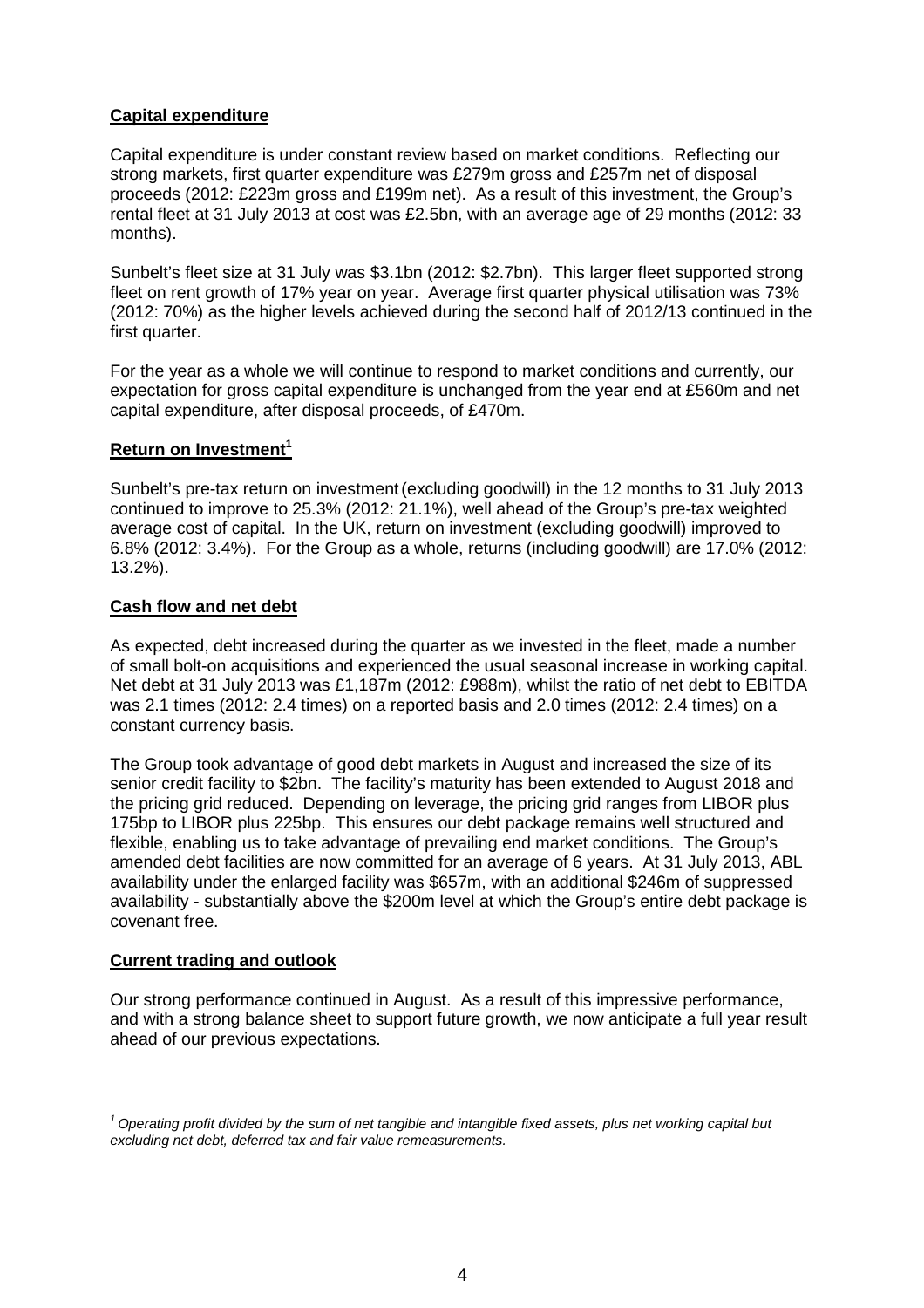**Capital expenditure**

Capital expenditure is under constant review based on market conditions. Reflecting our strong markets, first quarter expenditure was £279m gross and £257m net of disposal proceeds (2012: £223m gross and £199m net). As a result of this investment, the Group's rental fleet at 31 July 2013 at cost was £2.5bn, with an average age of 29 months (2012: 33 months).

Sunbelt's fleet size at 31 July was $3.1bn (2012: $2.7bn). This larger fleet supported strong fleet on rent growth of 17% year on year. Average first quarter physical utilisation was 73% (2012: 70%) as the higher levels achieved during the second half of 2012/13 continued in the first quarter.

For the year as a whole we will continue to respond to market conditions and currently, our expectation for gross capital expenditure is unchanged from the year end at £560m and net capital expenditure, after disposal proceeds, of £470m.

**Return on Investment[1]**

Sunbelt's pre-tax return on investment (excluding goodwill) in the 12 months to 31 July 2013 continued to improve to 25.3% (2012: 21.1%), well ahead of the Group's pre-tax weighted average cost of capital. In the UK, return on investment (excluding goodwill) improved to 6.8% (2012: 3.4%). For the Group as a whole, returns (including goodwill) are 17.0% (2012: 13.2%).

**Cash flow and net debt**

As expected, debt increased during the quarter as we invested in the fleet, made a number of small bolt-on acquisitions and experienced the usual seasonal increase in working capital. Net debt at 31 July 2013 was £1,187m (2012: £988m), whilst the ratio of net debt to EBITDA was 2.1 times (2012: 2.4 times) on a reported basis and 2.0 times (2012: 2.4 times) on a constant currency basis.

The Group took advantage of good debt markets in August and increased the size of its senior credit facility to $2bn. The facility's maturity has been extended to August 2018 and the pricing grid reduced. Depending on leverage, the pricing grid ranges from LIBOR plus 175bp to LIBOR plus 225bp. This ensures our debt package remains well structured and flexible, enabling us to take advantage of prevailing end market conditions. The Group's amended debt facilities are now committed for an average of 6 years. At 31 July 2013, ABL availability under the enlarged facility was $657m, with an additional $246m of suppressed availability - substantially above the $200m level at which the Group's entire debt package is covenant free.

**Current trading and outlook**

Our strong performance continued in August. As a result of this impressive performance, and with a strong balance sheet to support future growth, we now anticipate a full year result ahead of our previous expectations.

*[1] Operating profit divided by the sum of net tangible and intangible fixed assets, plus net working capital but excluding net debt, deferred tax and fair value remeasurements.*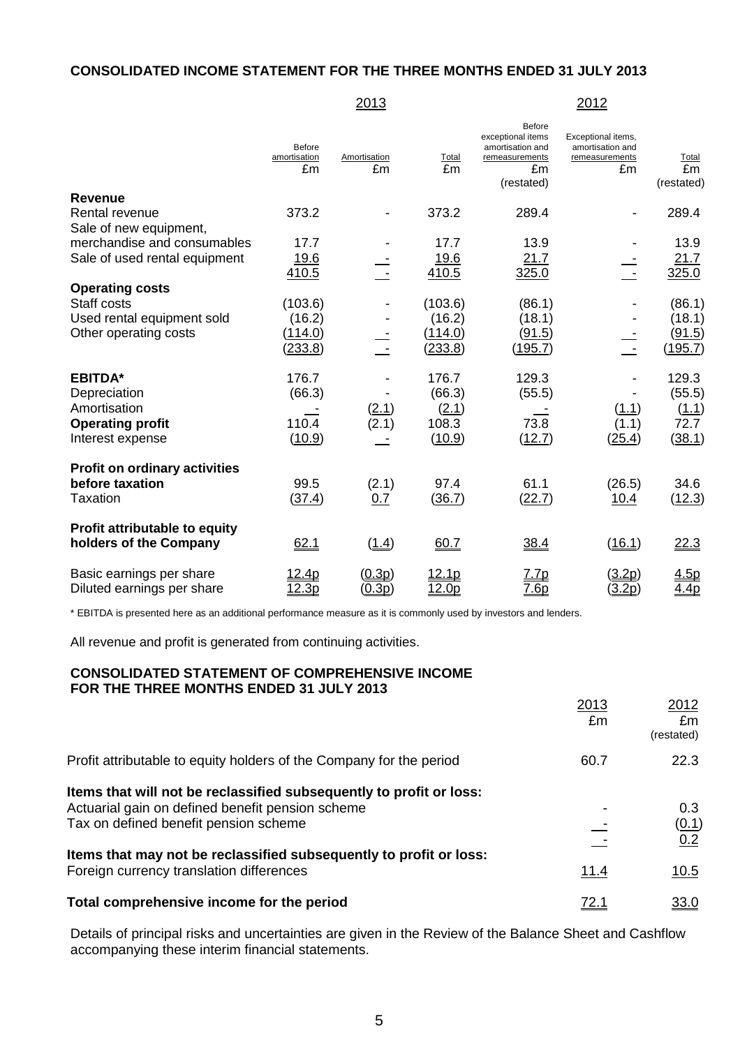## CONSOLIDATED INCOME STATEMENT FOR THE THREE MONTHS ENDED 31 JULY 2013

| | 2013 | | | 2012 | | |
|---|---|---|---|---|---|---|
| | Before amortisation £m | Amortisation £m | Total £m | Before exceptional items amortisation and remeasurements £m (restated) | Exceptional items, amortisation and remeasurements £m | Total £m (restated) |
| **Revenue** | | | | | | |
| Rental revenue | 373.2 | - | 373.2 | 289.4 | - | 289.4 |
| Sale of new equipment, merchandise and consumables | 17.7 | - | 17.7 | 13.9 | - | 13.9 |
| Sale of used rental equipment | 19.6 | - | 19.6 | 21.7 | - | 21.7 |
| | 410.5 | - | 410.5 | 325.0 | - | 325.0 |
| **Operating costs** | | | | | | |
| Staff costs | (103.6) | - | (103.6) | (86.1) | - | (86.1) |
| Used rental equipment sold | (16.2) | - | (16.2) | (18.1) | - | (18.1) |
| Other operating costs | (114.0) | - | (114.0) | (91.5) | - | (91.5) |
| | (233.8) | - | (233.8) | (195.7) | - | (195.7) |
| **EBITDA*** | 176.7 | - | 176.7 | 129.3 | - | 129.3 |
| Depreciation | (66.3) | - | (66.3) | (55.5) | - | (55.5) |
| Amortisation | - | (2.1) | (2.1) | - | (1.1) | (1.1) |
| **Operating profit** | 110.4 | (2.1) | 108.3 | 73.8 | (1.1) | 72.7 |
| Interest expense | (10.9) | - | (10.9) | (12.7) | (25.4) | (38.1) |
| **Profit on ordinary activities before taxation** | 99.5 | (2.1) | 97.4 | 61.1 | (26.5) | 34.6 |
| Taxation | (37.4) | 0.7 | (36.7) | (22.7) | 10.4 | (12.3) |
| **Profit attributable to equity holders of the Company** | 62.1 | (1.4) | 60.7 | 38.4 | (16.1) | 22.3 |
| Basic earnings per share | 12.4p | (0.3p) | 12.1p | 7.7p | (3.2p) | 4.5p |
| Diluted earnings per share | 12.3p | (0.3p) | 12.0p | 7.6p | (3.2p) | 4.4p |

* EBITDA is presented here as an additional performance measure as it is commonly used by investors and lenders.

All revenue and profit is generated from continuing activities.

## CONSOLIDATED STATEMENT OF COMPREHENSIVE INCOME FOR THE THREE MONTHS ENDED 31 JULY 2013

| | 2013 £m | 2012 £m (restated) |
|---|---|---|
| Profit attributable to equity holders of the Company for the period | 60.7 | 22.3 |
| **Items that will not be reclassified subsequently to profit or loss:** | | |
| Actuarial gain on defined benefit pension scheme | - | 0.3 |
| Tax on defined benefit pension scheme | - | (0.1) |
| | - | 0.2 |
| **Items that may not be reclassified subsequently to profit or loss:** | | |
| Foreign currency translation differences | 11.4 | 10.5 |
| **Total comprehensive income for the period** | 72.1 | 33.0 |

Details of principal risks and uncertainties are given in the Review of the Balance Sheet and Cashflow accompanying these interim financial statements.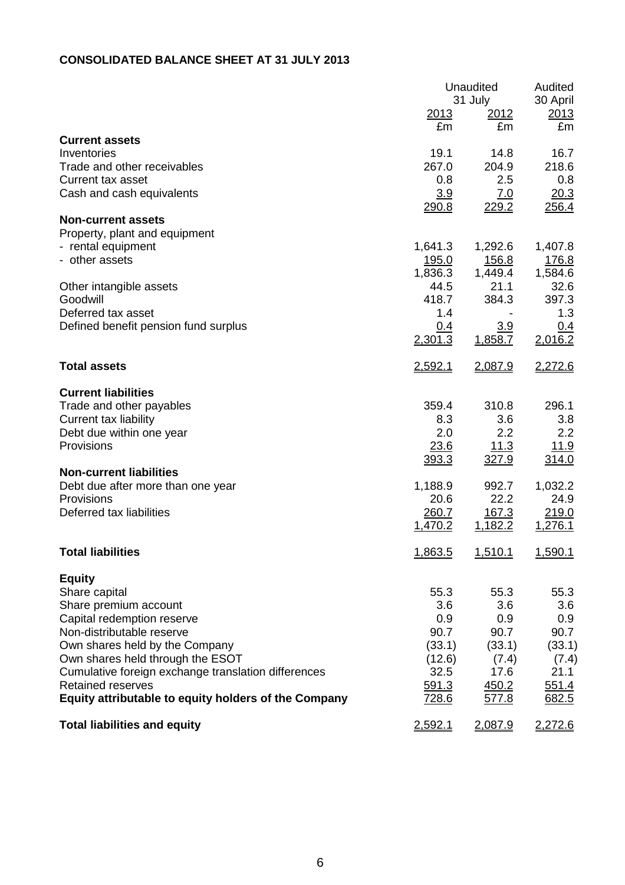**CONSOLIDATED BALANCE SHEET AT 31 JULY 2013**

| | Unaudited 31 July 2013 | Unaudited 31 July 2012 | Audited 30 April 2013 |
|---|---|---|---|
| | £m | £m | £m |
| **Current assets** | | | |
| Inventories | 19.1 | 14.8 | 16.7 |
| Trade and other receivables | 267.0 | 204.9 | 218.6 |
| Current tax asset | 0.8 | 2.5 | 0.8 |
| Cash and cash equivalents | 3.9 | 7.0 | 20.3 |
| | 290.8 | 229.2 | 256.4 |
| **Non-current assets** | | | |
| Property, plant and equipment | | | |
| - rental equipment | 1,641.3 | 1,292.6 | 1,407.8 |
| - other assets | 195.0 | 156.8 | 176.8 |
| | 1,836.3 | 1,449.4 | 1,584.6 |
| Other intangible assets | 44.5 | 21.1 | 32.6 |
| Goodwill | 418.7 | 384.3 | 397.3 |
| Deferred tax asset | 1.4 | - | 1.3 |
| Defined benefit pension fund surplus | 0.4 | 3.9 | 0.4 |
| | 2,301.3 | 1,858.7 | 2,016.2 |
| **Total assets** | 2,592.1 | 2,087.9 | 2,272.6 |
| **Current liabilities** | | | |
| Trade and other payables | 359.4 | 310.8 | 296.1 |
| Current tax liability | 8.3 | 3.6 | 3.8 |
| Debt due within one year | 2.0 | 2.2 | 2.2 |
| Provisions | 23.6 | 11.3 | 11.9 |
| | 393.3 | 327.9 | 314.0 |
| **Non-current liabilities** | | | |
| Debt due after more than one year | 1,188.9 | 992.7 | 1,032.2 |
| Provisions | 20.6 | 22.2 | 24.9 |
| Deferred tax liabilities | 260.7 | 167.3 | 219.0 |
| | 1,470.2 | 1,182.2 | 1,276.1 |
| **Total liabilities** | 1,863.5 | 1,510.1 | 1,590.1 |
| **Equity** | | | |
| Share capital | 55.3 | 55.3 | 55.3 |
| Share premium account | 3.6 | 3.6 | 3.6 |
| Capital redemption reserve | 0.9 | 0.9 | 0.9 |
| Non-distributable reserve | 90.7 | 90.7 | 90.7 |
| Own shares held by the Company | (33.1) | (33.1) | (33.1) |
| Own shares held through the ESOT | (12.6) | (7.4) | (7.4) |
| Cumulative foreign exchange translation differences | 32.5 | 17.6 | 21.1 |
| Retained reserves | 591.3 | 450.2 | 551.4 |
| **Equity attributable to equity holders of the Company** | 728.6 | 577.8 | 682.5 |
| **Total liabilities and equity** | 2,592.1 | 2,087.9 | 2,272.6 |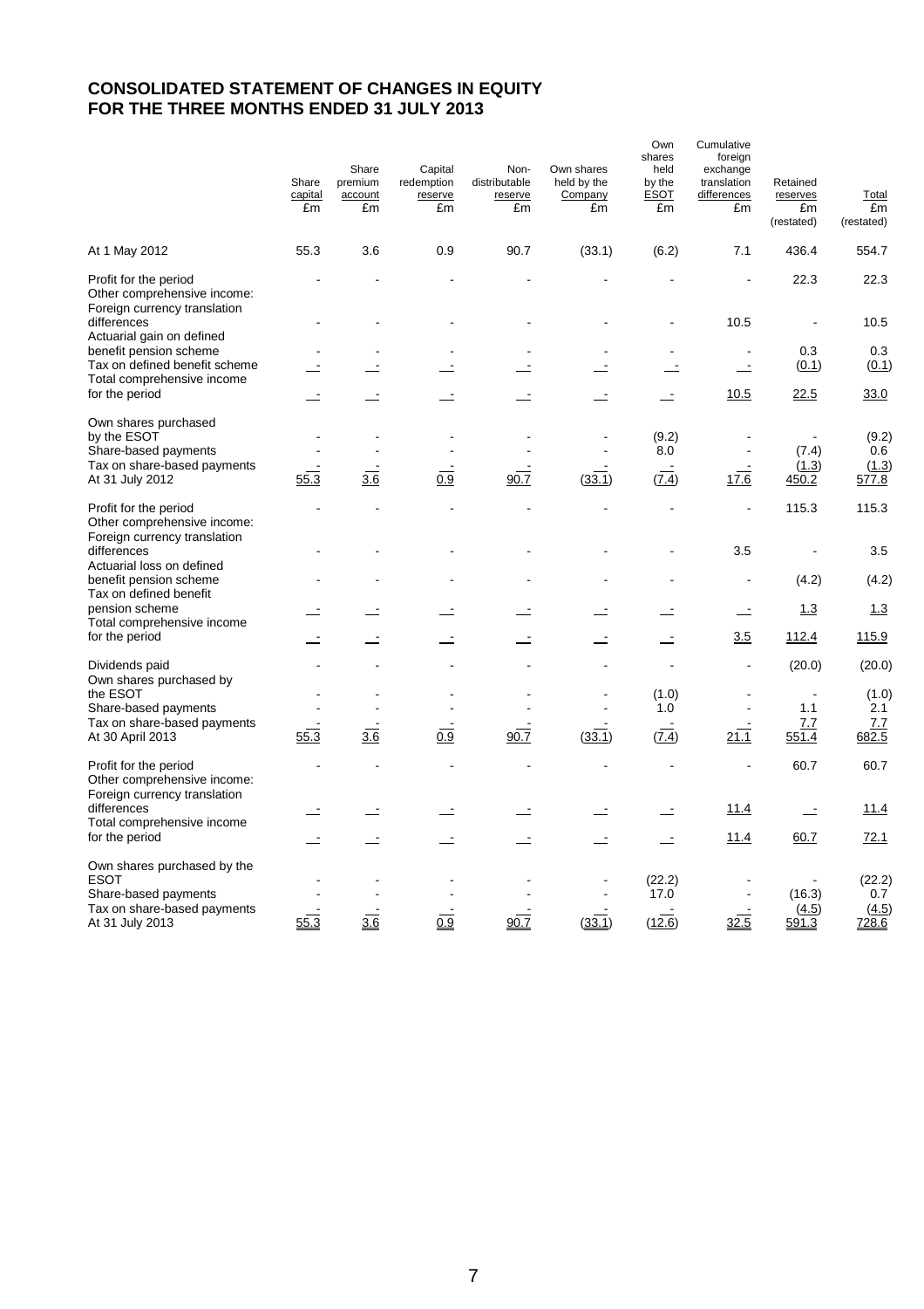# CONSOLIDATED STATEMENT OF CHANGES IN EQUITY FOR THE THREE MONTHS ENDED 31 JULY 2013

| | Share capital £m | Share premium account £m | Capital redemption reserve £m | Non-distributable reserve £m | Own shares held by the Company £m | Own shares held by the ESOT £m | Cumulative foreign exchange translation differences £m | Retained reserves £m (restated) | Total £m (restated) |
|---|---|---|---|---|---|---|---|---|---|
| At 1 May 2012 | 55.3 | 3.6 | 0.9 | 90.7 | (33.1) | (6.2) | 7.1 | 436.4 | 554.7 |
| Profit for the period | - | - | - | - | - | - | - | 22.3 | 22.3 |
| Other comprehensive income: | | | | | | | | | |
| Foreign currency translation differences | - | - | - | - | - | - | 10.5 | - | 10.5 |
| Actuarial gain on defined benefit pension scheme | - | - | - | - | - | - | - | 0.3 | 0.3 |
| Tax on defined benefit scheme | - | - | - | - | - | - | - | (0.1) | (0.1) |
| Total comprehensive income for the period | - | - | - | - | - | - | 10.5 | 22.5 | 33.0 |
| Own shares purchased by the ESOT | - | - | - | - | - | (9.2) | - | - | (9.2) |
| Share-based payments | - | - | - | - | - | 8.0 | - | (7.4) | 0.6 |
| Tax on share-based payments | - | - | - | - | - | - | - | (1.3) | (1.3) |
| At 31 July 2012 | 55.3 | 3.6 | 0.9 | 90.7 | (33.1) | (7.4) | 17.6 | 450.2 | 577.8 |
| Profit for the period | - | - | - | - | - | - | - | 115.3 | 115.3 |
| Other comprehensive income: | | | | | | | | | |
| Foreign currency translation differences | - | - | - | - | - | - | 3.5 | - | 3.5 |
| Actuarial loss on defined benefit pension scheme | - | - | - | - | - | - | - | (4.2) | (4.2) |
| Tax on defined benefit pension scheme | - | - | - | - | - | - | - | 1.3 | 1.3 |
| Total comprehensive income for the period | - | - | - | - | - | - | 3.5 | 112.4 | 115.9 |
| Dividends paid | - | - | - | - | - | - | - | (20.0) | (20.0) |
| Own shares purchased by the ESOT | - | - | - | - | - | (1.0) | - | - | (1.0) |
| Share-based payments | - | - | - | - | - | 1.0 | - | 1.1 | 2.1 |
| Tax on share-based payments | - | - | - | - | - | - | - | 7.7 | 7.7 |
| At 30 April 2013 | 55.3 | 3.6 | 0.9 | 90.7 | (33.1) | (7.4) | 21.1 | 551.4 | 682.5 |
| Profit for the period | - | - | - | - | - | - | - | 60.7 | 60.7 |
| Other comprehensive income: | | | | | | | | | |
| Foreign currency translation differences | - | - | - | - | - | - | 11.4 | - | 11.4 |
| Total comprehensive income for the period | - | - | - | - | - | - | 11.4 | 60.7 | 72.1 |
| Own shares purchased by the ESOT | - | - | - | - | - | (22.2) | - | - | (22.2) |
| Share-based payments | - | - | - | - | - | 17.0 | - | (16.3) | 0.7 |
| Tax on share-based payments | - | - | - | - | - | - | - | (4.5) | (4.5) |
| At 31 July 2013 | 55.3 | 3.6 | 0.9 | 90.7 | (33.1) | (12.6) | 32.5 | 591.3 | 728.6 |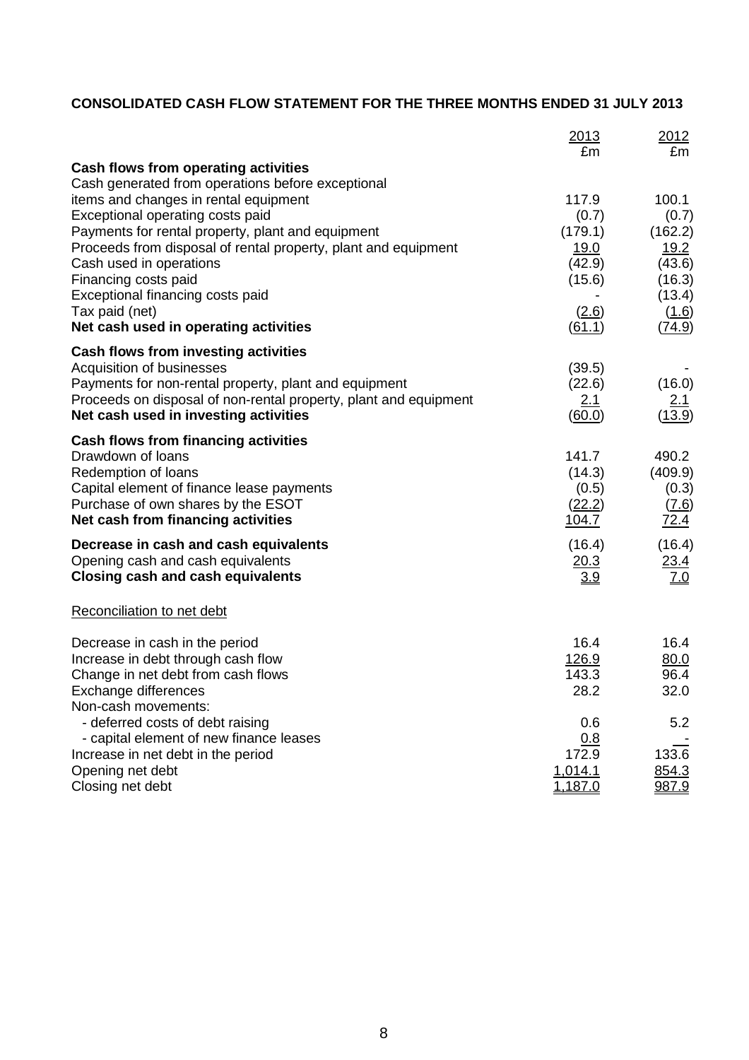**CONSOLIDATED CASH FLOW STATEMENT FOR THE THREE MONTHS ENDED 31 JULY 2013**

| | 2013<br>£m | 2012<br>£m |
|---|---|---|
| **Cash flows from operating activities** | | |
| Cash generated from operations before exceptional items and changes in rental equipment | 117.9 | 100.1 |
| Exceptional operating costs paid | (0.7) | (0.7) |
| Payments for rental property, plant and equipment | (179.1) | (162.2) |
| Proceeds from disposal of rental property, plant and equipment | 19.0 | 19.2 |
| Cash used in operations | (42.9) | (43.6) |
| Financing costs paid | (15.6) | (16.3) |
| Exceptional financing costs paid | - | (13.4) |
| Tax paid (net) | (2.6) | (1.6) |
| **Net cash used in operating activities** | (61.1) | (74.9) |
| **Cash flows from investing activities** | | |
| Acquisition of businesses | (39.5) | - |
| Payments for non-rental property, plant and equipment | (22.6) | (16.0) |
| Proceeds on disposal of non-rental property, plant and equipment | 2.1 | 2.1 |
| **Net cash used in investing activities** | (60.0) | (13.9) |
| **Cash flows from financing activities** | | |
| Drawdown of loans | 141.7 | 490.2 |
| Redemption of loans | (14.3) | (409.9) |
| Capital element of finance lease payments | (0.5) | (0.3) |
| Purchase of own shares by the ESOT | (22.2) | (7.6) |
| **Net cash from financing activities** | 104.7 | 72.4 |
| **Decrease in cash and cash equivalents** | (16.4) | (16.4) |
| Opening cash and cash equivalents | 20.3 | 23.4 |
| **Closing cash and cash equivalents** | 3.9 | 7.0 |

Reconciliation to net debt

| | 2013<br>£m | 2012<br>£m |
|---|---|---|
| Decrease in cash in the period | 16.4 | 16.4 |
| Increase in debt through cash flow | 126.9 | 80.0 |
| Change in net debt from cash flows | 143.3 | 96.4 |
| Exchange differences | 28.2 | 32.0 |
| Non-cash movements: | | |
| - deferred costs of debt raising | 0.6 | 5.2 |
| - capital element of new finance leases | 0.8 | - |
| Increase in net debt in the period | 172.9 | 133.6 |
| Opening net debt | 1,014.1 | 854.3 |
| Closing net debt | 1,187.0 | 987.9 |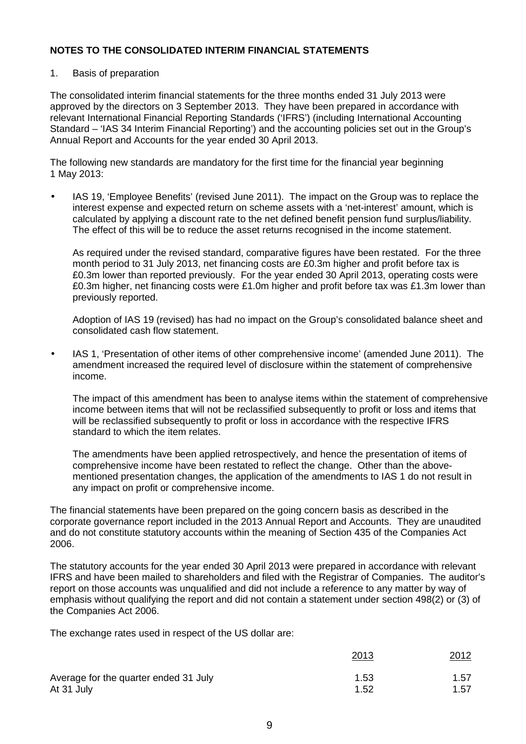**NOTES TO THE CONSOLIDATED INTERIM FINANCIAL STATEMENTS**

1. Basis of preparation

The consolidated interim financial statements for the three months ended 31 July 2013 were approved by the directors on 3 September 2013. They have been prepared in accordance with relevant International Financial Reporting Standards ('IFRS') (including International Accounting Standard – 'IAS 34 Interim Financial Reporting') and the accounting policies set out in the Group's Annual Report and Accounts for the year ended 30 April 2013.

The following new standards are mandatory for the first time for the financial year beginning 1 May 2013:

- IAS 19, 'Employee Benefits' (revised June 2011). The impact on the Group was to replace the interest expense and expected return on scheme assets with a 'net-interest' amount, which is calculated by applying a discount rate to the net defined benefit pension fund surplus/liability. The effect of this will be to reduce the asset returns recognised in the income statement.

  As required under the revised standard, comparative figures have been restated. For the three month period to 31 July 2013, net financing costs are £0.3m higher and profit before tax is £0.3m lower than reported previously. For the year ended 30 April 2013, operating costs were £0.3m higher, net financing costs were £1.0m higher and profit before tax was £1.3m lower than previously reported.

  Adoption of IAS 19 (revised) has had no impact on the Group's consolidated balance sheet and consolidated cash flow statement.

- IAS 1, 'Presentation of other items of other comprehensive income' (amended June 2011). The amendment increased the required level of disclosure within the statement of comprehensive income.

  The impact of this amendment has been to analyse items within the statement of comprehensive income between items that will not be reclassified subsequently to profit or loss and items that will be reclassified subsequently to profit or loss in accordance with the respective IFRS standard to which the item relates.

  The amendments have been applied retrospectively, and hence the presentation of items of comprehensive income have been restated to reflect the change. Other than the above-mentioned presentation changes, the application of the amendments to IAS 1 do not result in any impact on profit or comprehensive income.

The financial statements have been prepared on the going concern basis as described in the corporate governance report included in the 2013 Annual Report and Accounts. They are unaudited and do not constitute statutory accounts within the meaning of Section 435 of the Companies Act 2006.

The statutory accounts for the year ended 30 April 2013 were prepared in accordance with relevant IFRS and have been mailed to shareholders and filed with the Registrar of Companies. The auditor's report on those accounts was unqualified and did not include a reference to any matter by way of emphasis without qualifying the report and did not contain a statement under section 498(2) or (3) of the Companies Act 2006.

The exchange rates used in respect of the US dollar are:

| | 2013 | 2012 |
|---|---|---|
| Average for the quarter ended 31 July | 1.53 | 1.57 |
| At 31 July | 1.52 | 1.57 |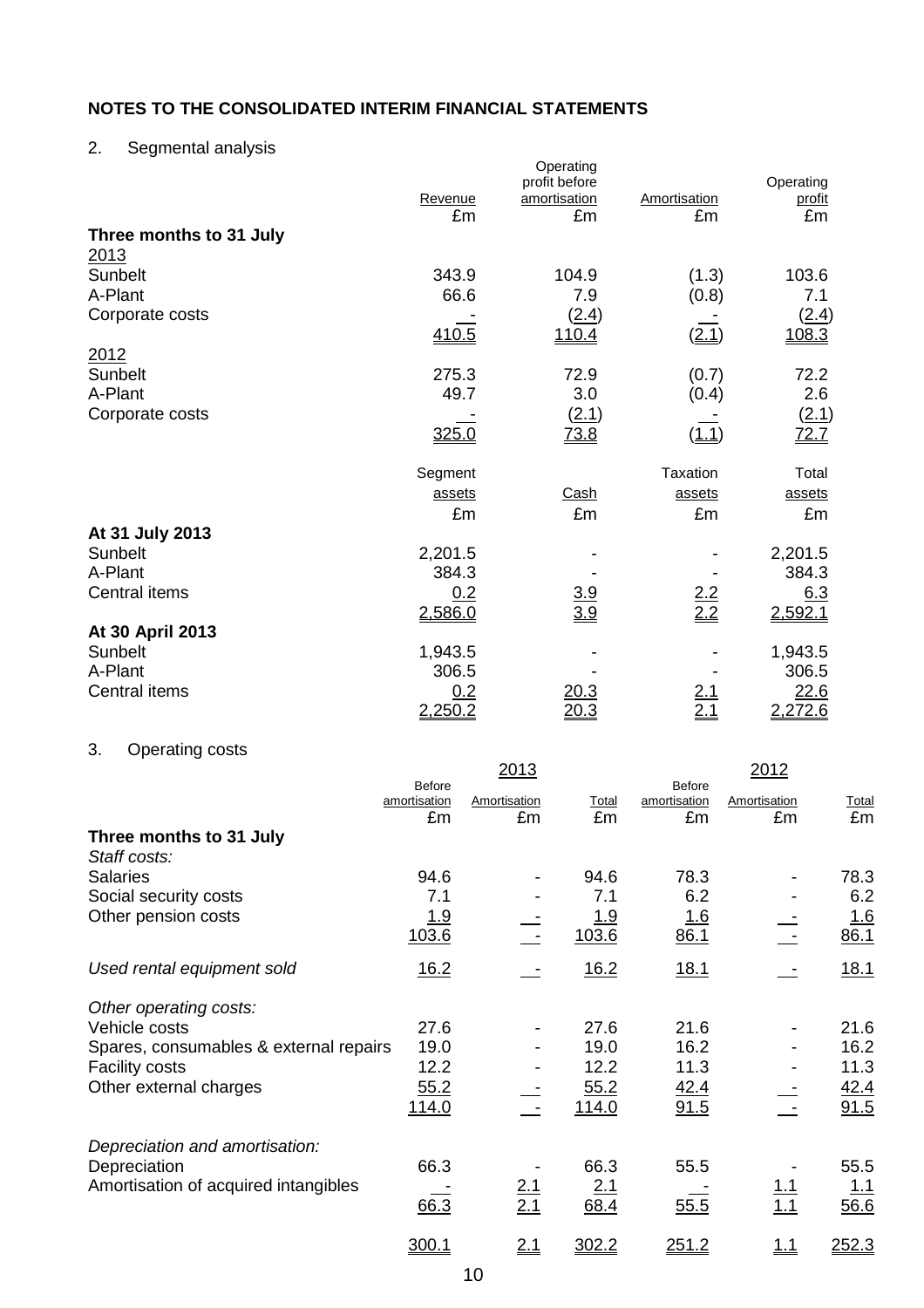## NOTES TO THE CONSOLIDATED INTERIM FINANCIAL STATEMENTS

### 2. Segmental analysis

| | Revenue £m | Operating profit before amortisation £m | Amortisation £m | Operating profit £m |
|---|---|---|---|---|
| **Three months to 31 July** | | | | |
| 2013 | | | | |
| Sunbelt | 343.9 | 104.9 | (1.3) | 103.6 |
| A-Plant | 66.6 | 7.9 | (0.8) | 7.1 |
| Corporate costs | - | (2.4) | - | (2.4) |
| | 410.5 | 110.4 | (2.1) | 108.3 |
| 2012 | | | | |
| Sunbelt | 275.3 | 72.9 | (0.7) | 72.2 |
| A-Plant | 49.7 | 3.0 | (0.4) | 2.6 |
| Corporate costs | - | (2.1) | - | (2.1) |
| | 325.0 | 73.8 | (1.1) | 72.7 |

| | Segment assets £m | Cash £m | Taxation assets £m | Total assets £m |
|---|---|---|---|---|
| **At 31 July 2013** | | | | |
| Sunbelt | 2,201.5 | - | - | 2,201.5 |
| A-Plant | 384.3 | - | - | 384.3 |
| Central items | 0.2 | 3.9 | 2.2 | 6.3 |
| | 2,586.0 | 3.9 | 2.2 | 2,592.1 |
| **At 30 April 2013** | | | | |
| Sunbelt | 1,943.5 | - | - | 1,943.5 |
| A-Plant | 306.5 | - | - | 306.5 |
| Central items | 0.2 | 20.3 | 2.1 | 22.6 |
| | 2,250.2 | 20.3 | 2.1 | 2,272.6 |

### 3. Operating costs

| | 2013 | | | 2012 | | |
|---|---|---|---|---|---|---|
| | Before amortisation £m | Amortisation £m | Total £m | Before amortisation £m | Amortisation £m | Total £m |
| **Three months to 31 July** | | | | | | |
| *Staff costs:* | | | | | | |
| Salaries | 94.6 | - | 94.6 | 78.3 | - | 78.3 |
| Social security costs | 7.1 | - | 7.1 | 6.2 | - | 6.2 |
| Other pension costs | 1.9 | - | 1.9 | 1.6 | - | 1.6 |
| | 103.6 | - | 103.6 | 86.1 | - | 86.1 |
| *Used rental equipment sold* | 16.2 | - | 16.2 | 18.1 | - | 18.1 |
| *Other operating costs:* | | | | | | |
| Vehicle costs | 27.6 | - | 27.6 | 21.6 | - | 21.6 |
| Spares, consumables & external repairs | 19.0 | - | 19.0 | 16.2 | - | 16.2 |
| Facility costs | 12.2 | - | 12.2 | 11.3 | - | 11.3 |
| Other external charges | 55.2 | - | 55.2 | 42.4 | - | 42.4 |
| | 114.0 | - | 114.0 | 91.5 | - | 91.5 |
| *Depreciation and amortisation:* | | | | | | |
| Depreciation | 66.3 | - | 66.3 | 55.5 | - | 55.5 |
| Amortisation of acquired intangibles | - | 2.1 | 2.1 | - | 1.1 | 1.1 |
| | 66.3 | 2.1 | 68.4 | 55.5 | 1.1 | 56.6 |
| | 300.1 | 2.1 | 302.2 | 251.2 | 1.1 | 252.3 |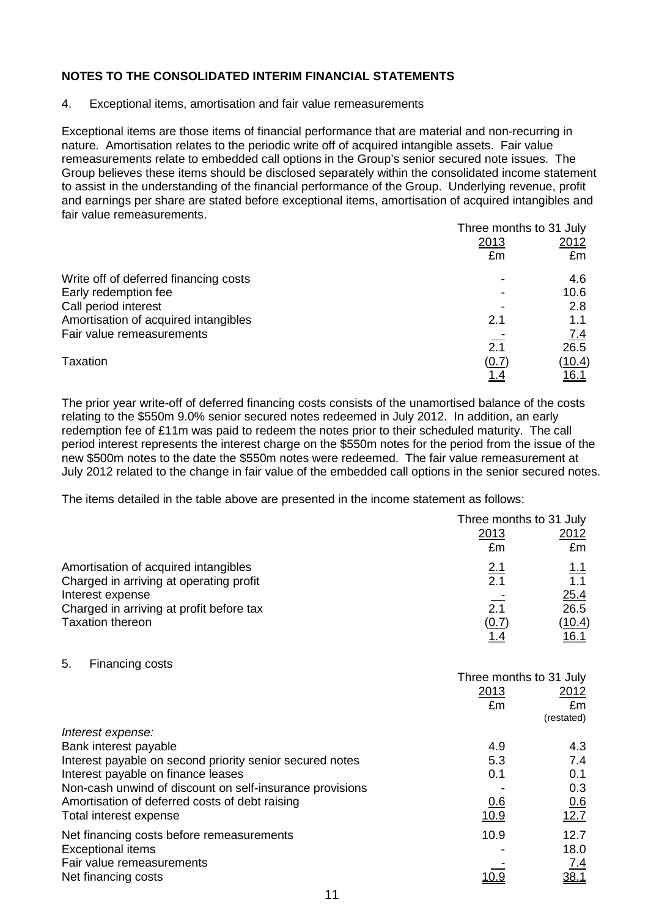## NOTES TO THE CONSOLIDATED INTERIM FINANCIAL STATEMENTS

4. Exceptional items, amortisation and fair value remeasurements

Exceptional items are those items of financial performance that are material and non-recurring in nature. Amortisation relates to the periodic write off of acquired intangible assets. Fair value remeasurements relate to embedded call options in the Group's senior secured note issues. The Group believes these items should be disclosed separately within the consolidated income statement to assist in the understanding of the financial performance of the Group. Underlying revenue, profit and earnings per share are stated before exceptional items, amortisation of acquired intangibles and fair value remeasurements.

| | Three months to 31 July | |
|---|---|---|
| | 2013 | 2012 |
| | £m | £m |
| Write off of deferred financing costs | - | 4.6 |
| Early redemption fee | - | 10.6 |
| Call period interest | - | 2.8 |
| Amortisation of acquired intangibles | 2.1 | 1.1 |
| Fair value remeasurements | - | 7.4 |
| | 2.1 | 26.5 |
| Taxation | (0.7) | (10.4) |
| | 1.4 | 16.1 |

The prior year write-off of deferred financing costs consists of the unamortised balance of the costs relating to the $550m 9.0% senior secured notes redeemed in July 2012. In addition, an early redemption fee of £11m was paid to redeem the notes prior to their scheduled maturity. The call period interest represents the interest charge on the $550m notes for the period from the issue of the new $500m notes to the date the $550m notes were redeemed. The fair value remeasurement at July 2012 related to the change in fair value of the embedded call options in the senior secured notes.

The items detailed in the table above are presented in the income statement as follows:

| | Three months to 31 July | |
|---|---|---|
| | 2013 | 2012 |
| | £m | £m |
| Amortisation of acquired intangibles | 2.1 | 1.1 |
| Charged in arriving at operating profit | 2.1 | 1.1 |
| Interest expense | - | 25.4 |
| Charged in arriving at profit before tax | 2.1 | 26.5 |
| Taxation thereon | (0.7) | (10.4) |
| | 1.4 | 16.1 |

5. Financing costs

| | Three months to 31 July | |
|---|---|---|
| | 2013 | 2012 |
| | £m | £m (restated) |
| *Interest expense:* | | |
| Bank interest payable | 4.9 | 4.3 |
| Interest payable on second priority senior secured notes | 5.3 | 7.4 |
| Interest payable on finance leases | 0.1 | 0.1 |
| Non-cash unwind of discount on self-insurance provisions | - | 0.3 |
| Amortisation of deferred costs of debt raising | 0.6 | 0.6 |
| Total interest expense | 10.9 | 12.7 |
| Net financing costs before remeasurements | 10.9 | 12.7 |
| Exceptional items | - | 18.0 |
| Fair value remeasurements | - | 7.4 |
| Net financing costs | 10.9 | 38.1 |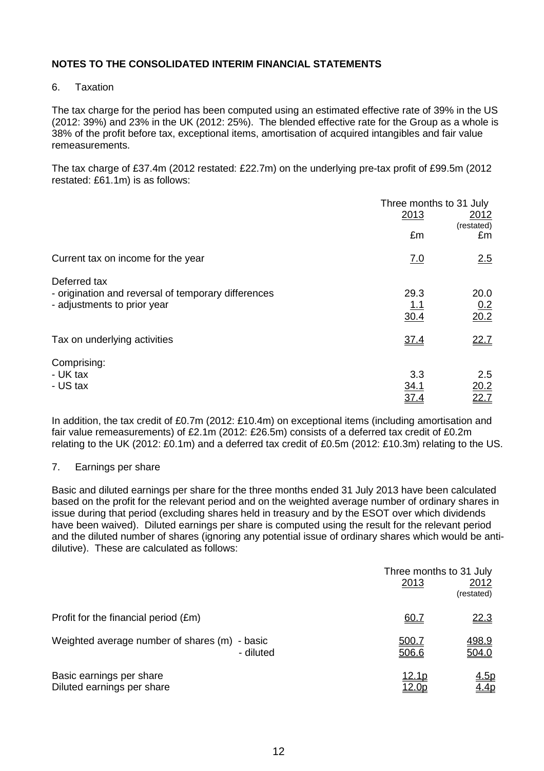## NOTES TO THE CONSOLIDATED INTERIM FINANCIAL STATEMENTS

6. Taxation

The tax charge for the period has been computed using an estimated effective rate of 39% in the US (2012: 39%) and 23% in the UK (2012: 25%). The blended effective rate for the Group as a whole is 38% of the profit before tax, exceptional items, amortisation of acquired intangibles and fair value remeasurements.

The tax charge of £37.4m (2012 restated: £22.7m) on the underlying pre-tax profit of £99.5m (2012 restated: £61.1m) is as follows:

| | Three months to 31 July | |
|---|---|---|
| | 2013 | 2012 (restated) |
| | £m | £m |
| Current tax on income for the year | 7.0 | 2.5 |
| Deferred tax | | |
| - origination and reversal of temporary differences | 29.3 | 20.0 |
| - adjustments to prior year | 1.1 | 0.2 |
| | 30.4 | 20.2 |
| Tax on underlying activities | 37.4 | 22.7 |
| Comprising: | | |
| - UK tax | 3.3 | 2.5 |
| - US tax | 34.1 | 20.2 |
| | 37.4 | 22.7 |

In addition, the tax credit of £0.7m (2012: £10.4m) on exceptional items (including amortisation and fair value remeasurements) of £2.1m (2012: £26.5m) consists of a deferred tax credit of £0.2m relating to the UK (2012: £0.1m) and a deferred tax credit of £0.5m (2012: £10.3m) relating to the US.

7. Earnings per share

Basic and diluted earnings per share for the three months ended 31 July 2013 have been calculated based on the profit for the relevant period and on the weighted average number of ordinary shares in issue during that period (excluding shares held in treasury and by the ESOT over which dividends have been waived). Diluted earnings per share is computed using the result for the relevant period and the diluted number of shares (ignoring any potential issue of ordinary shares which would be anti-dilutive). These are calculated as follows:

| | Three months to 31 July | |
|---|---|---|
| | 2013 | 2012 (restated) |
| Profit for the financial period (£m) | 60.7 | 22.3 |
| Weighted average number of shares (m) - basic | 500.7 | 498.9 |
| - diluted | 506.6 | 504.0 |
| Basic earnings per share | 12.1p | 4.5p |
| Diluted earnings per share | 12.0p | 4.4p |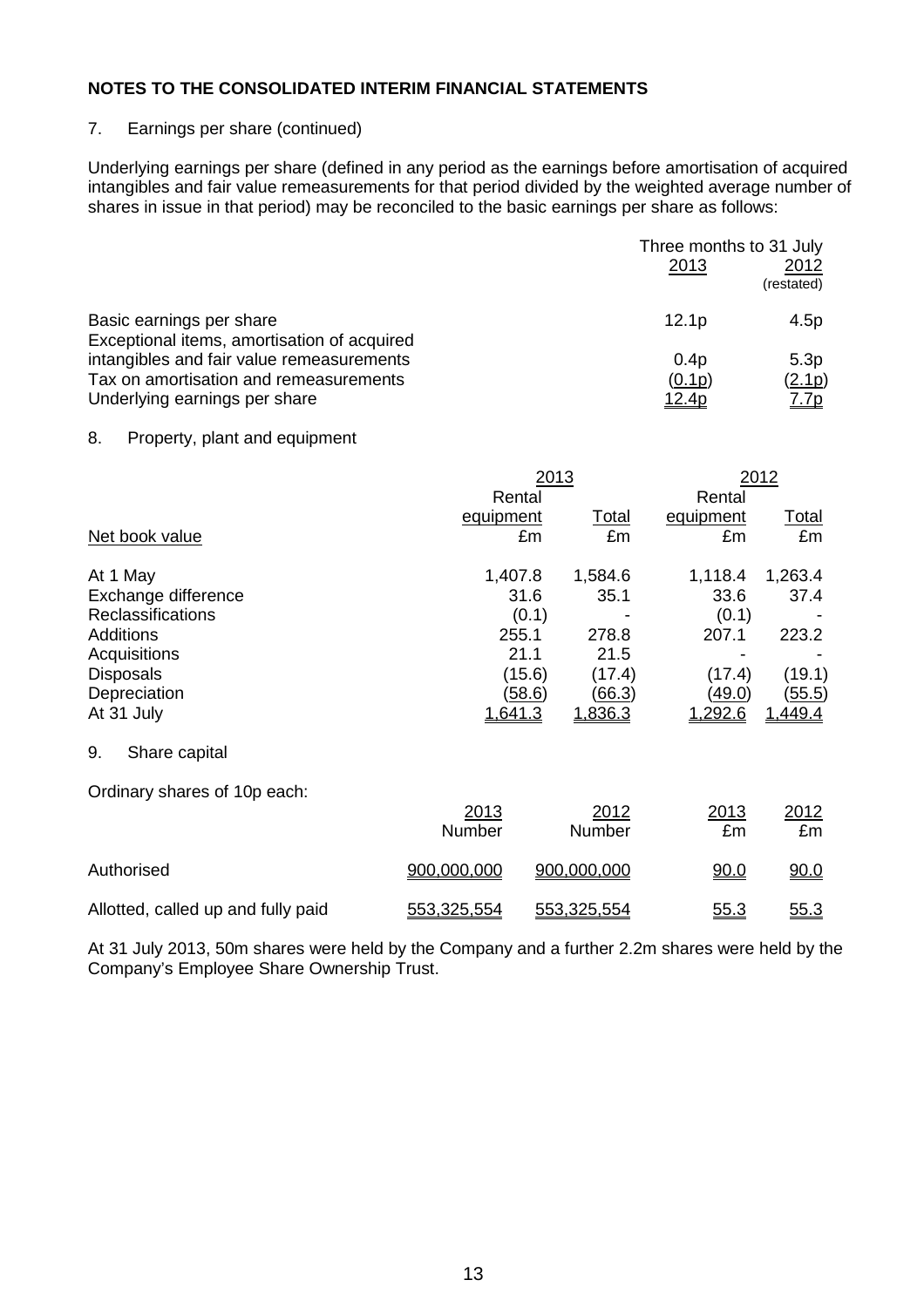## NOTES TO THE CONSOLIDATED INTERIM FINANCIAL STATEMENTS

7. Earnings per share (continued)

Underlying earnings per share (defined in any period as the earnings before amortisation of acquired intangibles and fair value remeasurements for that period divided by the weighted average number of shares in issue in that period) may be reconciled to the basic earnings per share as follows:

| | Three months to 31 July 2013 | Three months to 31 July 2012 (restated) |
|---|---|---|
| Basic earnings per share | 12.1p | 4.5p |
| Exceptional items, amortisation of acquired intangibles and fair value remeasurements | 0.4p | 5.3p |
| Tax on amortisation and remeasurements | (0.1p) | (2.1p) |
| Underlying earnings per share | 12.4p | 7.7p |

8. Property, plant and equipment

| Net book value | 2013 Rental equipment £m | 2013 Total £m | 2012 Rental equipment £m | 2012 Total £m |
|---|---|---|---|---|
| At 1 May | 1,407.8 | 1,584.6 | 1,118.4 | 1,263.4 |
| Exchange difference | 31.6 | 35.1 | 33.6 | 37.4 |
| Reclassifications | (0.1) | - | (0.1) | - |
| Additions | 255.1 | 278.8 | 207.1 | 223.2 |
| Acquisitions | 21.1 | 21.5 | - | - |
| Disposals | (15.6) | (17.4) | (17.4) | (19.1) |
| Depreciation | (58.6) | (66.3) | (49.0) | (55.5) |
| At 31 July | 1,641.3 | 1,836.3 | 1,292.6 | 1,449.4 |

9. Share capital

Ordinary shares of 10p each:

| | 2013 Number | 2012 Number | 2013 £m | 2012 £m |
|---|---|---|---|---|
| Authorised | 900,000,000 | 900,000,000 | 90.0 | 90.0 |
| Allotted, called up and fully paid | 553,325,554 | 553,325,554 | 55.3 | 55.3 |

At 31 July 2013, 50m shares were held by the Company and a further 2.2m shares were held by the Company's Employee Share Ownership Trust.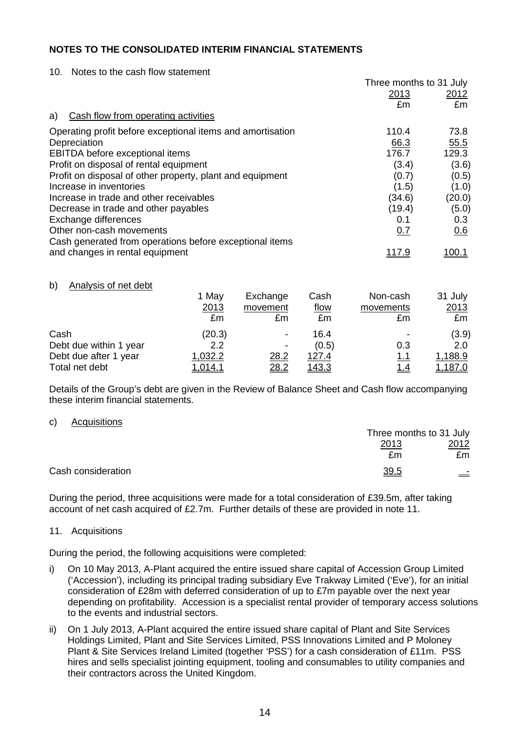**NOTES TO THE CONSOLIDATED INTERIM FINANCIAL STATEMENTS**

10. Notes to the cash flow statement

a) Cash flow from operating activities

| | Three months to 31 July 2013 £m | Three months to 31 July 2012 £m |
|---|---|---|
| Operating profit before exceptional items and amortisation | 110.4 | 73.8 |
| Depreciation | 66.3 | 55.5 |
| EBITDA before exceptional items | 176.7 | 129.3 |
| Profit on disposal of rental equipment | (3.4) | (3.6) |
| Profit on disposal of other property, plant and equipment | (0.7) | (0.5) |
| Increase in inventories | (1.5) | (1.0) |
| Increase in trade and other receivables | (34.6) | (20.0) |
| Decrease in trade and other payables | (19.4) | (5.0) |
| Exchange differences | 0.1 | 0.3 |
| Other non-cash movements | 0.7 | 0.6 |
| Cash generated from operations before exceptional items and changes in rental equipment | 117.9 | 100.1 |

b) Analysis of net debt

| | 1 May 2013 £m | Exchange movement £m | Cash flow £m | Non-cash movements £m | 31 July 2013 £m |
|---|---|---|---|---|---|
| Cash | (20.3) | - | 16.4 | - | (3.9) |
| Debt due within 1 year | 2.2 | - | (0.5) | 0.3 | 2.0 |
| Debt due after 1 year | 1,032.2 | 28.2 | 127.4 | 1.1 | 1,188.9 |
| Total net debt | 1,014.1 | 28.2 | 143.3 | 1.4 | 1,187.0 |

Details of the Group's debt are given in the Review of Balance Sheet and Cash flow accompanying these interim financial statements.

c) Acquisitions

| | Three months to 31 July 2013 £m | Three months to 31 July 2012 £m |
|---|---|---|
| Cash consideration | 39.5 | - |

During the period, three acquisitions were made for a total consideration of £39.5m, after taking account of net cash acquired of £2.7m. Further details of these are provided in note 11.

11. Acquisitions

During the period, the following acquisitions were completed:

i) On 10 May 2013, A-Plant acquired the entire issued share capital of Accession Group Limited ('Accession'), including its principal trading subsidiary Eve Trakway Limited ('Eve'), for an initial consideration of £28m with deferred consideration of up to £7m payable over the next year depending on profitability. Accession is a specialist rental provider of temporary access solutions to the events and industrial sectors.

ii) On 1 July 2013, A-Plant acquired the entire issued share capital of Plant and Site Services Holdings Limited, Plant and Site Services Limited, PSS Innovations Limited and P Moloney Plant & Site Services Ireland Limited (together 'PSS') for a cash consideration of £11m. PSS hires and sells specialist jointing equipment, tooling and consumables to utility companies and their contractors across the United Kingdom.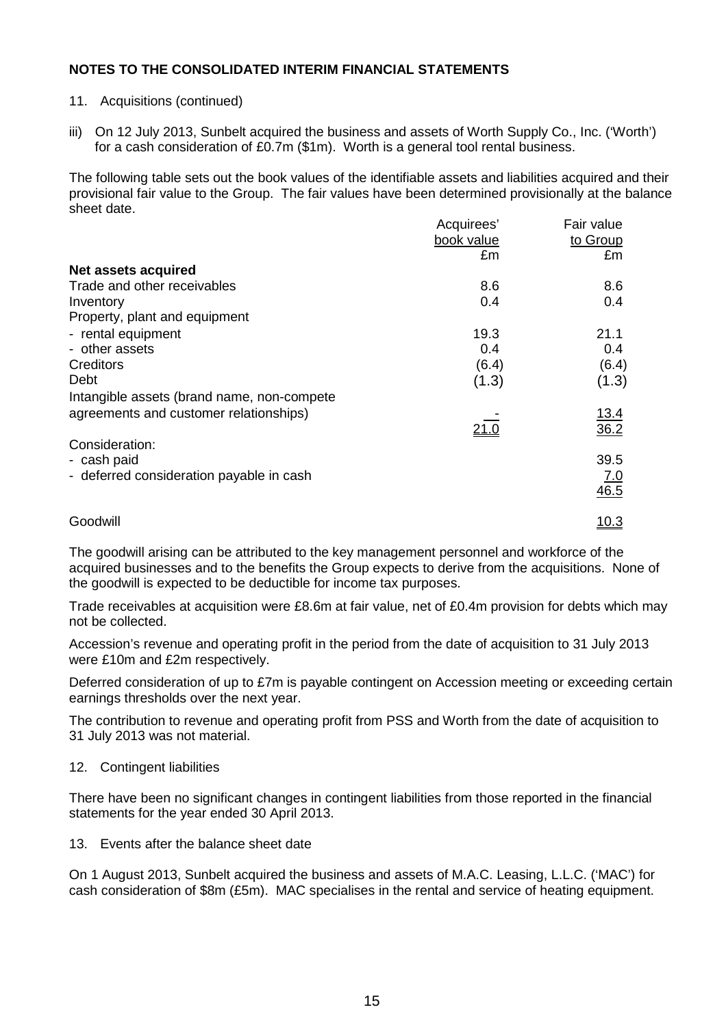**NOTES TO THE CONSOLIDATED INTERIM FINANCIAL STATEMENTS**

11. Acquisitions (continued)

iii) On 12 July 2013, Sunbelt acquired the business and assets of Worth Supply Co., Inc. ('Worth') for a cash consideration of £0.7m ($1m). Worth is a general tool rental business.

The following table sets out the book values of the identifiable assets and liabilities acquired and their provisional fair value to the Group. The fair values have been determined provisionally at the balance sheet date.

| | Acquirees' book value £m | Fair value to Group £m |
|---|---|---|
| **Net assets acquired** | | |
| Trade and other receivables | 8.6 | 8.6 |
| Inventory | 0.4 | 0.4 |
| Property, plant and equipment | | |
| - rental equipment | 19.3 | 21.1 |
| - other assets | 0.4 | 0.4 |
| Creditors | (6.4) | (6.4) |
| Debt | (1.3) | (1.3) |
| Intangible assets (brand name, non-compete agreements and customer relationships) | - | 13.4 |
| | 21.0 | 36.2 |
| Consideration: | | |
| - cash paid | | 39.5 |
| - deferred consideration payable in cash | | 7.0 |
| | | 46.5 |
| Goodwill | | 10.3 |

The goodwill arising can be attributed to the key management personnel and workforce of the acquired businesses and to the benefits the Group expects to derive from the acquisitions. None of the goodwill is expected to be deductible for income tax purposes.

Trade receivables at acquisition were £8.6m at fair value, net of £0.4m provision for debts which may not be collected.

Accession's revenue and operating profit in the period from the date of acquisition to 31 July 2013 were £10m and £2m respectively.

Deferred consideration of up to £7m is payable contingent on Accession meeting or exceeding certain earnings thresholds over the next year.

The contribution to revenue and operating profit from PSS and Worth from the date of acquisition to 31 July 2013 was not material.

12. Contingent liabilities

There have been no significant changes in contingent liabilities from those reported in the financial statements for the year ended 30 April 2013.

13. Events after the balance sheet date

On 1 August 2013, Sunbelt acquired the business and assets of M.A.C. Leasing, L.L.C. ('MAC') for cash consideration of $8m (£5m). MAC specialises in the rental and service of heating equipment.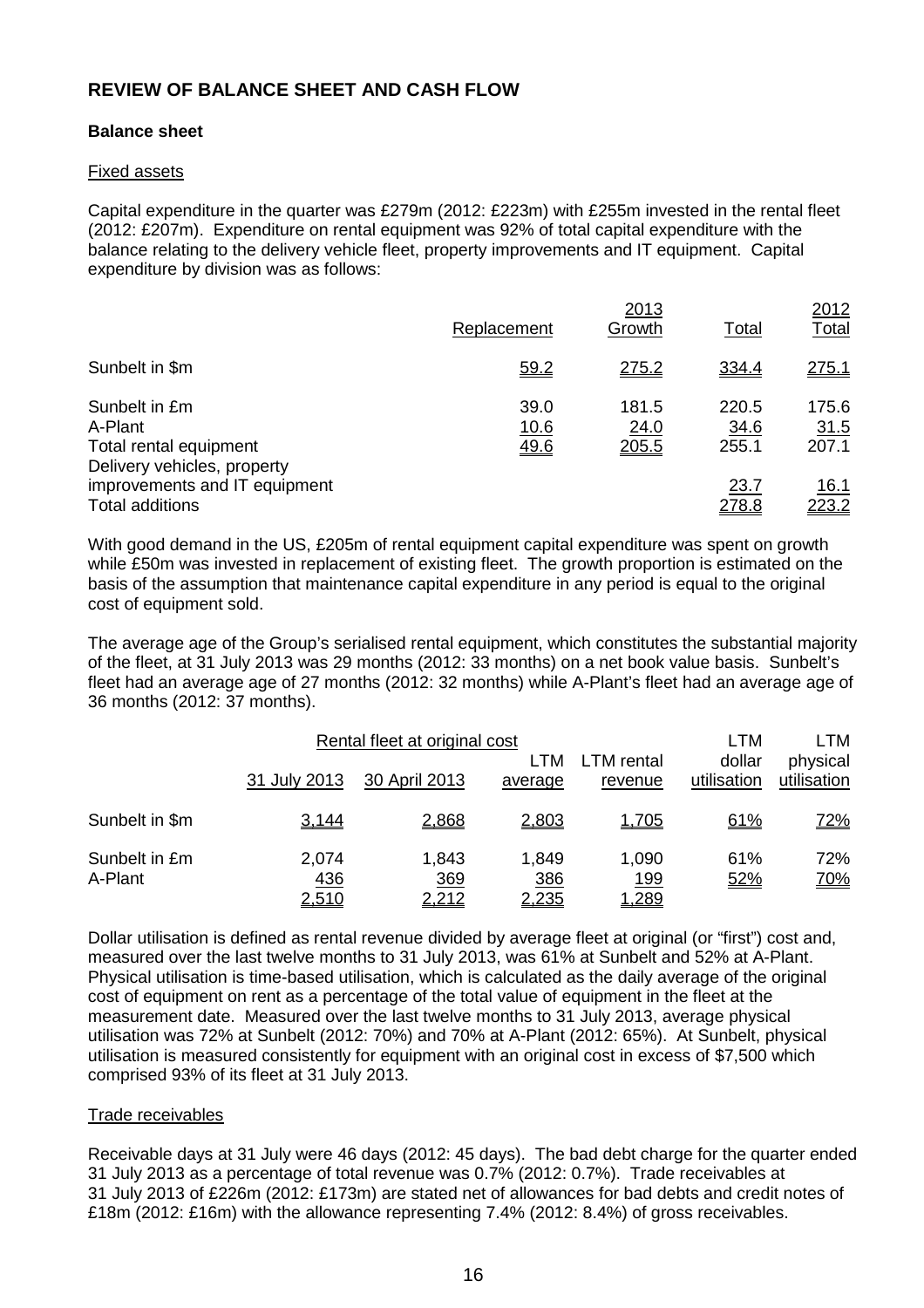## REVIEW OF BALANCE SHEET AND CASH FLOW

### Balance sheet

#### Fixed assets

Capital expenditure in the quarter was £279m (2012: £223m) with £255m invested in the rental fleet (2012: £207m). Expenditure on rental equipment was 92% of total capital expenditure with the balance relating to the delivery vehicle fleet, property improvements and IT equipment. Capital expenditure by division was as follows:

| | Replacement | 2013 Growth | Total | 2012 Total |
|---|---|---|---|---|
| Sunbelt in $m | 59.2 | 275.2 | 334.4 | 275.1 |
| Sunbelt in £m | 39.0 | 181.5 | 220.5 | 175.6 |
| A-Plant | 10.6 | 24.0 | 34.6 | 31.5 |
| Total rental equipment | 49.6 | 205.5 | 255.1 | 207.1 |
| Delivery vehicles, property improvements and IT equipment | | | 23.7 | 16.1 |
| Total additions | | | 278.8 | 223.2 |

With good demand in the US, £205m of rental equipment capital expenditure was spent on growth while £50m was invested in replacement of existing fleet. The growth proportion is estimated on the basis of the assumption that maintenance capital expenditure in any period is equal to the original cost of equipment sold.

The average age of the Group's serialised rental equipment, which constitutes the substantial majority of the fleet, at 31 July 2013 was 29 months (2012: 33 months) on a net book value basis. Sunbelt's fleet had an average age of 27 months (2012: 32 months) while A-Plant's fleet had an average age of 36 months (2012: 37 months).

| | Rental fleet at original cost | | | LTM rental revenue | LTM dollar utilisation | LTM physical utilisation |
|---|---|---|---|---|---|---|
| | 31 July 2013 | 30 April 2013 | LTM average | | | |
| Sunbelt in $m | 3,144 | 2,868 | 2,803 | 1,705 | 61% | 72% |
| Sunbelt in £m | 2,074 | 1,843 | 1,849 | 1,090 | 61% | 72% |
| A-Plant | 436 | 369 | 386 | 199 | 52% | 70% |
| | 2,510 | 2,212 | 2,235 | 1,289 | | |

Dollar utilisation is defined as rental revenue divided by average fleet at original (or "first") cost and, measured over the last twelve months to 31 July 2013, was 61% at Sunbelt and 52% at A-Plant. Physical utilisation is time-based utilisation, which is calculated as the daily average of the original cost of equipment on rent as a percentage of the total value of equipment in the fleet at the measurement date. Measured over the last twelve months to 31 July 2013, average physical utilisation was 72% at Sunbelt (2012: 70%) and 70% at A-Plant (2012: 65%). At Sunbelt, physical utilisation is measured consistently for equipment with an original cost in excess of $7,500 which comprised 93% of its fleet at 31 July 2013.

#### Trade receivables

Receivable days at 31 July were 46 days (2012: 45 days). The bad debt charge for the quarter ended 31 July 2013 as a percentage of total revenue was 0.7% (2012: 0.7%). Trade receivables at 31 July 2013 of £226m (2012: £173m) are stated net of allowances for bad debts and credit notes of £18m (2012: £16m) with the allowance representing 7.4% (2012: 8.4%) of gross receivables.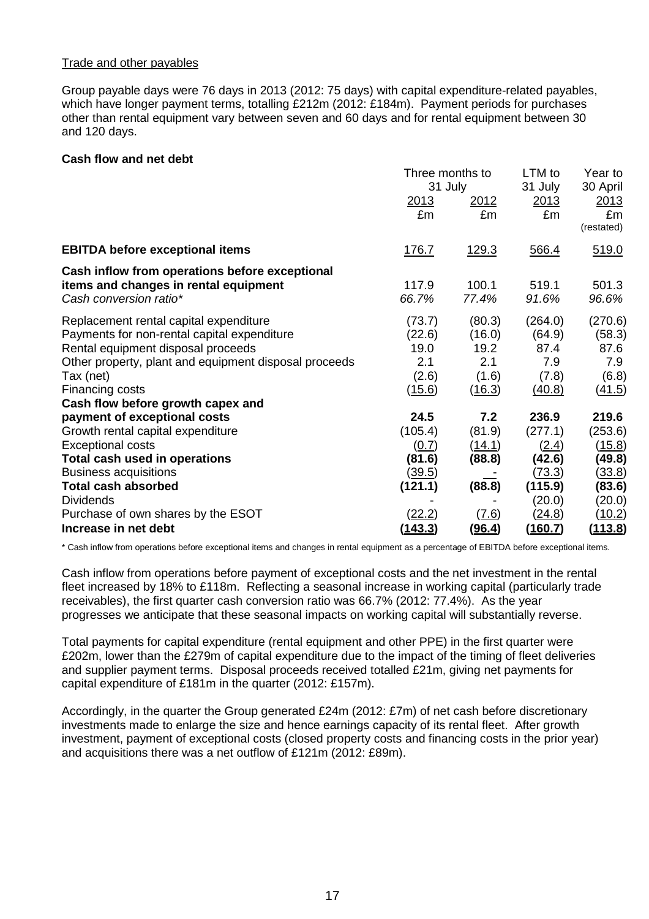Trade and other payables

Group payable days were 76 days in 2013 (2012: 75 days) with capital expenditure-related payables, which have longer payment terms, totalling £212m (2012: £184m). Payment periods for purchases other than rental equipment vary between seven and 60 days and for rental equipment between 30 and 120 days.

**Cash flow and net debt**

| | Three months to 31 July 2013 £m | Three months to 31 July 2012 £m | LTM to 31 July 2013 £m | Year to 30 April 2013 £m (restated) |
|---|---|---|---|---|
| **EBITDA before exceptional items** | 176.7 | 129.3 | 566.4 | 519.0 |
| **Cash inflow from operations before exceptional items and changes in rental equipment** | 117.9 | 100.1 | 519.1 | 501.3 |
| *Cash conversion ratio** | *66.7%* | *77.4%* | *91.6%* | *96.6%* |
| Replacement rental capital expenditure | (73.7) | (80.3) | (264.0) | (270.6) |
| Payments for non-rental capital expenditure | (22.6) | (16.0) | (64.9) | (58.3) |
| Rental equipment disposal proceeds | 19.0 | 19.2 | 87.4 | 87.6 |
| Other property, plant and equipment disposal proceeds | 2.1 | 2.1 | 7.9 | 7.9 |
| Tax (net) | (2.6) | (1.6) | (7.8) | (6.8) |
| Financing costs | (15.6) | (16.3) | (40.8) | (41.5) |
| **Cash flow before growth capex and payment of exceptional costs** | **24.5** | **7.2** | **236.9** | **219.6** |
| Growth rental capital expenditure | (105.4) | (81.9) | (277.1) | (253.6) |
| Exceptional costs | (0.7) | (14.1) | (2.4) | (15.8) |
| **Total cash used in operations** | **(81.6)** | **(88.8)** | **(42.6)** | **(49.8)** |
| Business acquisitions | (39.5) | - | (73.3) | (33.8) |
| **Total cash absorbed** | **(121.1)** | **(88.8)** | **(115.9)** | **(83.6)** |
| Dividends | - | - | (20.0) | (20.0) |
| Purchase of own shares by the ESOT | (22.2) | (7.6) | (24.8) | (10.2) |
| **Increase in net debt** | **(143.3)** | **(96.4)** | **(160.7)** | **(113.8)** |

\* Cash inflow from operations before exceptional items and changes in rental equipment as a percentage of EBITDA before exceptional items.

Cash inflow from operations before payment of exceptional costs and the net investment in the rental fleet increased by 18% to £118m. Reflecting a seasonal increase in working capital (particularly trade receivables), the first quarter cash conversion ratio was 66.7% (2012: 77.4%). As the year progresses we anticipate that these seasonal impacts on working capital will substantially reverse.

Total payments for capital expenditure (rental equipment and other PPE) in the first quarter were £202m, lower than the £279m of capital expenditure due to the impact of the timing of fleet deliveries and supplier payment terms. Disposal proceeds received totalled £21m, giving net payments for capital expenditure of £181m in the quarter (2012: £157m).

Accordingly, in the quarter the Group generated £24m (2012: £7m) of net cash before discretionary investments made to enlarge the size and hence earnings capacity of its rental fleet. After growth investment, payment of exceptional costs (closed property costs and financing costs in the prior year) and acquisitions there was a net outflow of £121m (2012: £89m).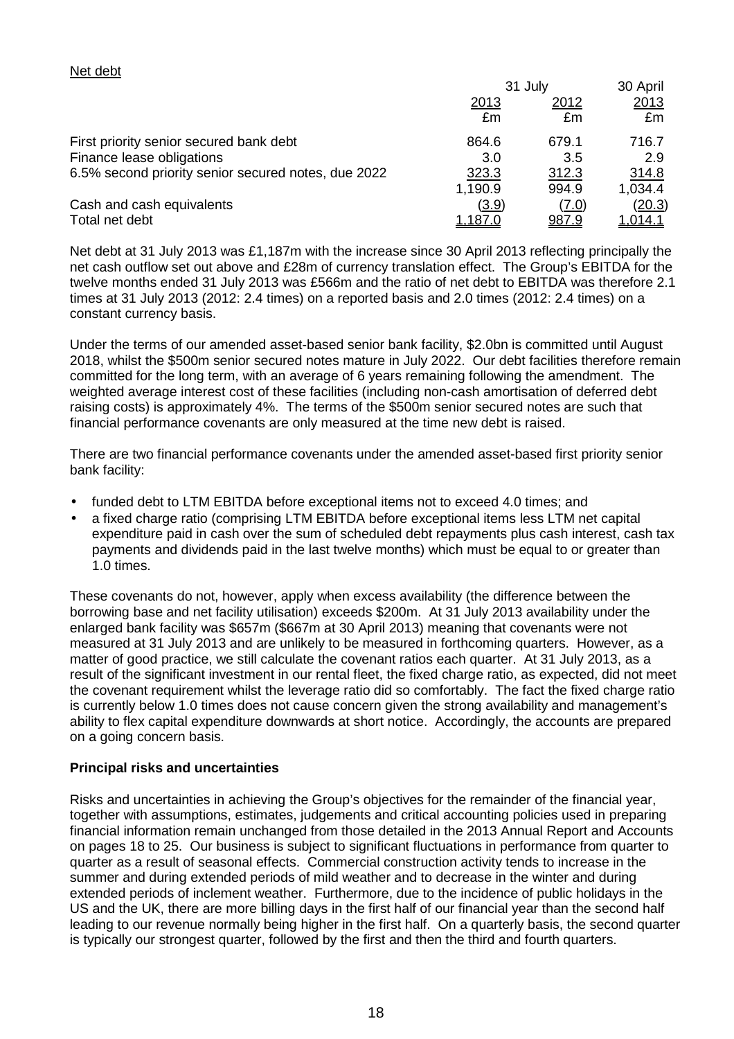Net debt

| | 31 July | | 30 April |
|---|---|---|---|
| | 2013 | 2012 | 2013 |
| | £m | £m | £m |
| First priority senior secured bank debt | 864.6 | 679.1 | 716.7 |
| Finance lease obligations | 3.0 | 3.5 | 2.9 |
| 6.5% second priority senior secured notes, due 2022 | 323.3 | 312.3 | 314.8 |
| | 1,190.9 | 994.9 | 1,034.4 |
| Cash and cash equivalents | (3.9) | (7.0) | (20.3) |
| Total net debt | 1,187.0 | 987.9 | 1,014.1 |

Net debt at 31 July 2013 was £1,187m with the increase since 30 April 2013 reflecting principally the net cash outflow set out above and £28m of currency translation effect. The Group's EBITDA for the twelve months ended 31 July 2013 was £566m and the ratio of net debt to EBITDA was therefore 2.1 times at 31 July 2013 (2012: 2.4 times) on a reported basis and 2.0 times (2012: 2.4 times) on a constant currency basis.

Under the terms of our amended asset-based senior bank facility, \$2.0bn is committed until August 2018, whilst the \$500m senior secured notes mature in July 2022. Our debt facilities therefore remain committed for the long term, with an average of 6 years remaining following the amendment. The weighted average interest cost of these facilities (including non-cash amortisation of deferred debt raising costs) is approximately 4%. The terms of the \$500m senior secured notes are such that financial performance covenants are only measured at the time new debt is raised.

There are two financial performance covenants under the amended asset-based first priority senior bank facility:

- funded debt to LTM EBITDA before exceptional items not to exceed 4.0 times; and
- a fixed charge ratio (comprising LTM EBITDA before exceptional items less LTM net capital expenditure paid in cash over the sum of scheduled debt repayments plus cash interest, cash tax payments and dividends paid in the last twelve months) which must be equal to or greater than 1.0 times.

These covenants do not, however, apply when excess availability (the difference between the borrowing base and net facility utilisation) exceeds \$200m. At 31 July 2013 availability under the enlarged bank facility was \$657m (\$667m at 30 April 2013) meaning that covenants were not measured at 31 July 2013 and are unlikely to be measured in forthcoming quarters. However, as a matter of good practice, we still calculate the covenant ratios each quarter. At 31 July 2013, as a result of the significant investment in our rental fleet, the fixed charge ratio, as expected, did not meet the covenant requirement whilst the leverage ratio did so comfortably. The fact the fixed charge ratio is currently below 1.0 times does not cause concern given the strong availability and management's ability to flex capital expenditure downwards at short notice. Accordingly, the accounts are prepared on a going concern basis.

**Principal risks and uncertainties**

Risks and uncertainties in achieving the Group's objectives for the remainder of the financial year, together with assumptions, estimates, judgements and critical accounting policies used in preparing financial information remain unchanged from those detailed in the 2013 Annual Report and Accounts on pages 18 to 25. Our business is subject to significant fluctuations in performance from quarter to quarter as a result of seasonal effects. Commercial construction activity tends to increase in the summer and during extended periods of mild weather and to decrease in the winter and during extended periods of inclement weather. Furthermore, due to the incidence of public holidays in the US and the UK, there are more billing days in the first half of our financial year than the second half leading to our revenue normally being higher in the first half. On a quarterly basis, the second quarter is typically our strongest quarter, followed by the first and then the third and fourth quarters.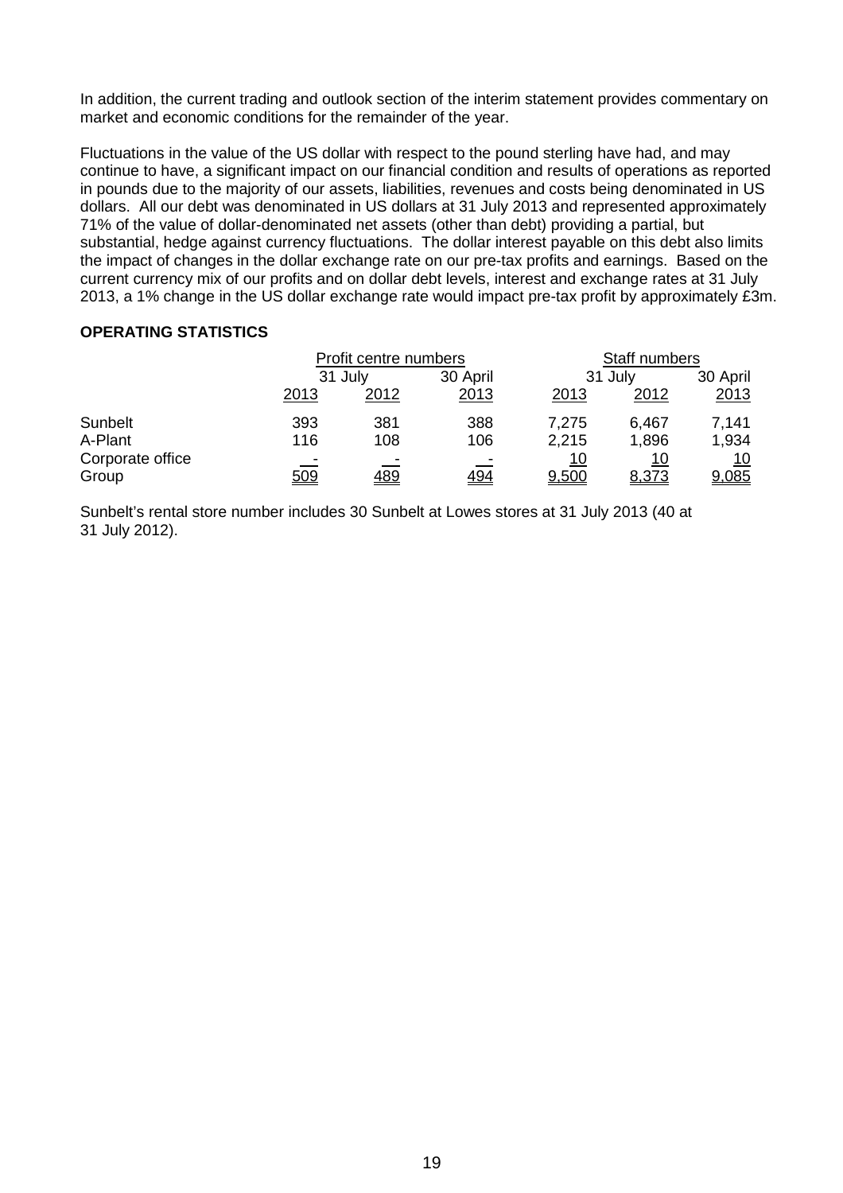In addition, the current trading and outlook section of the interim statement provides commentary on market and economic conditions for the remainder of the year.

Fluctuations in the value of the US dollar with respect to the pound sterling have had, and may continue to have, a significant impact on our financial condition and results of operations as reported in pounds due to the majority of our assets, liabilities, revenues and costs being denominated in US dollars. All our debt was denominated in US dollars at 31 July 2013 and represented approximately 71% of the value of dollar-denominated net assets (other than debt) providing a partial, but substantial, hedge against currency fluctuations. The dollar interest payable on this debt also limits the impact of changes in the dollar exchange rate on our pre-tax profits and earnings. Based on the current currency mix of our profits and on dollar debt levels, interest and exchange rates at 31 July 2013, a 1% change in the US dollar exchange rate would impact pre-tax profit by approximately £3m.

**OPERATING STATISTICS**

| | Profit centre numbers | | | Staff numbers | | |
|---|---|---|---|---|---|---|
| | 31 July | | 30 April | 31 July | | 30 April |
| | 2013 | 2012 | 2013 | 2013 | 2012 | 2013 |
| Sunbelt | 393 | 381 | 388 | 7,275 | 6,467 | 7,141 |
| A-Plant | 116 | 108 | 106 | 2,215 | 1,896 | 1,934 |
| Corporate office | - | - | - | 10 | 10 | 10 |
| Group | 509 | 489 | 494 | 9,500 | 8,373 | 9,085 |

Sunbelt's rental store number includes 30 Sunbelt at Lowes stores at 31 July 2013 (40 at 31 July 2012).